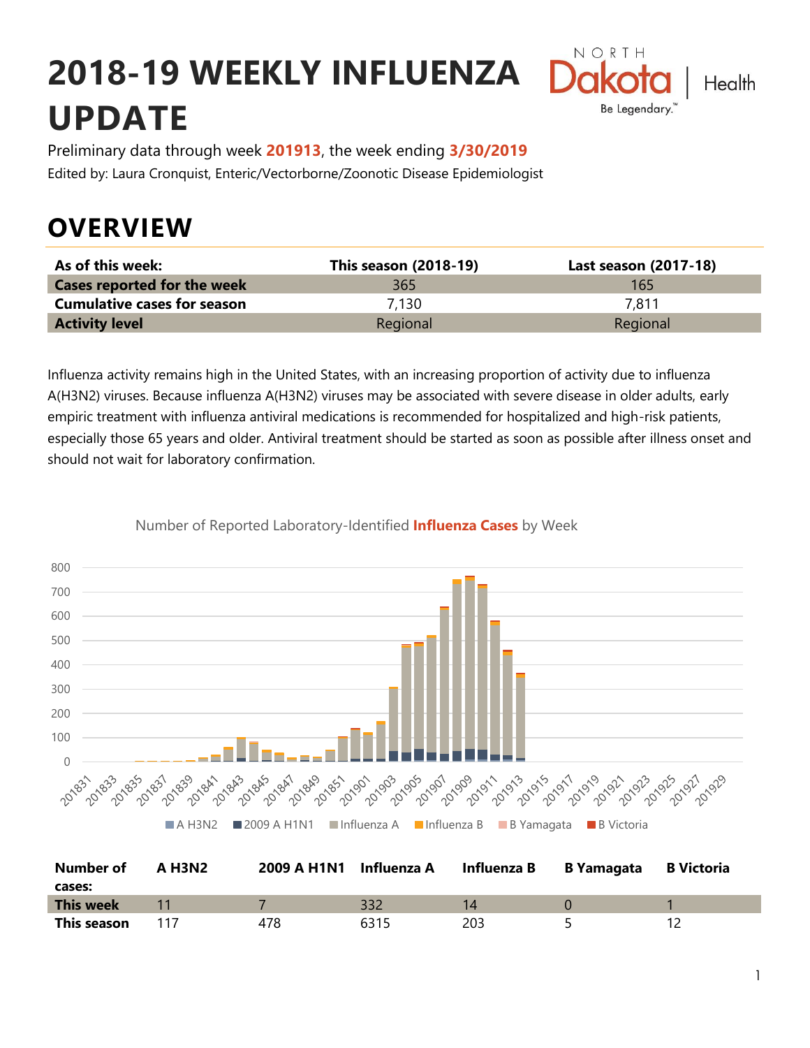# 2018-19 WEEKLY INFLUENZA UPDATE

Preliminary data through week **201913**, the week ending **3/30/2019**

Edited by: Laura Cronquist, Enteric/Vectorborne/Zoonotic Disease Epidemiologist

## OVERVIEW

| As of this week: | This season (2018-19) | Last season (2017-18) |
|---|---|---|
| **Cases reported for the week** | 365 | 165 |
| **Cumulative cases for season** | 7,130 | 7,811 |
| **Activity level** | Regional | Regional |

Influenza activity remains high in the United States, with an increasing proportion of activity due to influenza A(H3N2) viruses. Because influenza A(H3N2) viruses may be associated with severe disease in older adults, early empiric treatment with influenza antiviral medications is recommended for hospitalized and high-risk patients, especially those 65 years and older. Antiviral treatment should be started as soon as possible after illness onset and should not wait for laboratory confirmation.

Number of Reported Laboratory-Identified **Influenza Cases** by Week

| Number of cases: | A H3N2 | 2009 A H1N1 | Influenza A | Influenza B | B Yamagata | B Victoria |
|---|---|---|---|---|---|---|
| **This week** | 11 | 7 | 332 | 14 | 0 | 1 |
| **This season** | 117 | 478 | 6315 | 203 | 5 | 12 |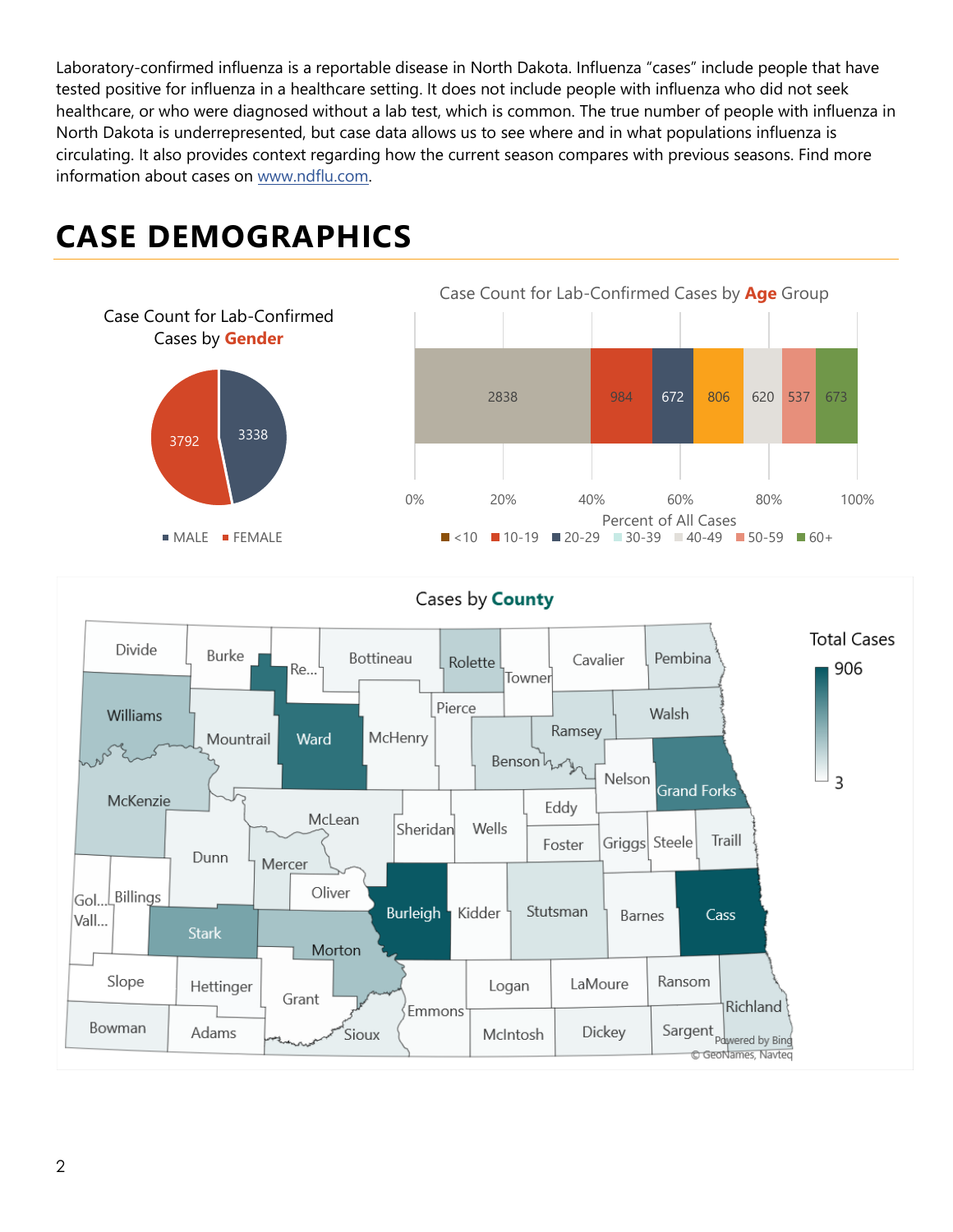Laboratory-confirmed influenza is a reportable disease in North Dakota. Influenza "cases" include people that have tested positive for influenza in a healthcare setting. It does not include people with influenza who did not seek healthcare, or who were diagnosed without a lab test, which is common. The true number of people with influenza in North Dakota is underrepresented, but case data allows us to see where and in what populations influenza is circulating. It also provides context regarding how the current season compares with previous seasons. Find more information about cases on www.ndflu.com.

# CASE DEMOGRAPHICS

Case Count for Lab-Confirmed Cases by **Gender**

| Gender | Cases |
|---|---|
| MALE | 3338 |
| FEMALE | 3792 |

Case Count for Lab-Confirmed Cases by **Age** Group

| Age Group | Cases |
|---|---|
| <10 | 2838 |
| 10-19 | 984 |
| 20-29 | 672 |
| 30-39 | 806 |
| 40-49 | 620 |
| 50-59 | 537 |
| 60+ | 673 |

Percent of All Cases

Cases by **County**

Total Cases: 906 (max) – 3 (min)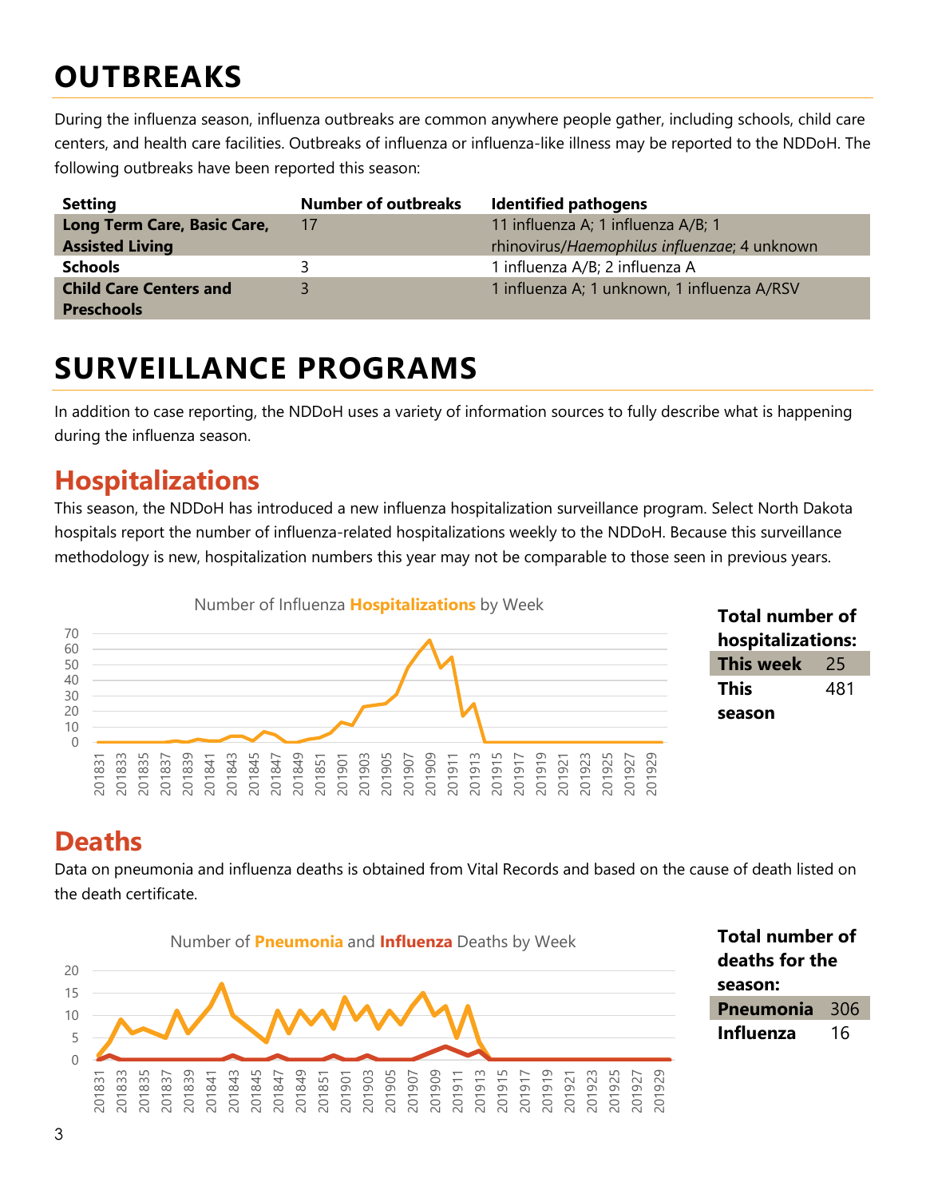# OUTBREAKS

During the influenza season, influenza outbreaks are common anywhere people gather, including schools, child care centers, and health care facilities. Outbreaks of influenza or influenza-like illness may be reported to the NDDoH. The following outbreaks have been reported this season:

| Setting | Number of outbreaks | Identified pathogens |
|---|---|---|
| **Long Term Care, Basic Care, Assisted Living** | 17 | 11 influenza A; 1 influenza A/B; 1 rhinovirus/*Haemophilus influenzae*; 4 unknown |
| **Schools** | 3 | 1 influenza A/B; 2 influenza A |
| **Child Care Centers and Preschools** | 3 | 1 influenza A; 1 unknown, 1 influenza A/RSV |

# SURVEILLANCE PROGRAMS

In addition to case reporting, the NDDoH uses a variety of information sources to fully describe what is happening during the influenza season.

## Hospitalizations

This season, the NDDoH has introduced a new influenza hospitalization surveillance program. Select North Dakota hospitals report the number of influenza-related hospitalizations weekly to the NDDoH. Because this surveillance methodology is new, hospitalization numbers this year may not be comparable to those seen in previous years.

Number of Influenza **Hospitalizations** by Week

**Total number of hospitalizations:**

| | |
|---|---|
| **This week** | 25 |
| **This season** | 481 |

## Deaths

Data on pneumonia and influenza deaths is obtained from Vital Records and based on the cause of death listed on the death certificate.

Number of **Pneumonia** and **Influenza** Deaths by Week

**Total number of deaths for the season:**

| | |
|---|---|
| **Pneumonia** | 306 |
| **Influenza** | 16 |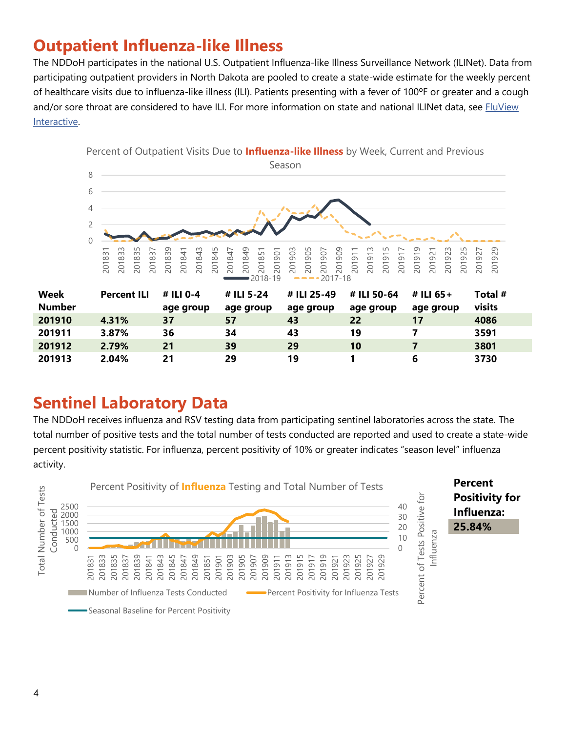## Outpatient Influenza-like Illness

The NDDoH participates in the national U.S. Outpatient Influenza-like Illness Surveillance Network (ILINet). Data from participating outpatient providers in North Dakota are pooled to create a state-wide estimate for the weekly percent of healthcare visits due to influenza-like illness (ILI). Patients presenting with a fever of 100ºF or greater and a cough and/or sore throat are considered to have ILI. For more information on state and national ILINet data, see FluView Interactive.

Percent of Outpatient Visits Due to **Influenza-like Illness** by Week, Current and Previous Season

| Week Number | Percent ILI | # ILI 0-4 age group | # ILI 5-24 age group | # ILI 25-49 age group | # ILI 50-64 age group | # ILI 65+ age group | Total # visits |
|---|---|---|---|---|---|---|---|
| **201910** | **4.31%** | **37** | **57** | **43** | **22** | **17** | **4086** |
| **201911** | **3.87%** | **36** | **34** | **43** | **19** | **7** | **3591** |
| **201912** | **2.79%** | **21** | **39** | **29** | **10** | **7** | **3801** |
| **201913** | **2.04%** | **21** | **29** | **19** | **1** | **6** | **3730** |

## Sentinel Laboratory Data

The NDDoH receives influenza and RSV testing data from participating sentinel laboratories across the state. The total number of positive tests and the total number of tests conducted are reported and used to create a state-wide percent positivity statistic. For influenza, percent positivity of 10% or greater indicates "season level" influenza activity.

Percent Positivity of **Influenza** Testing and Total Number of Tests

**Percent Positivity for Influenza:**

**25.84%**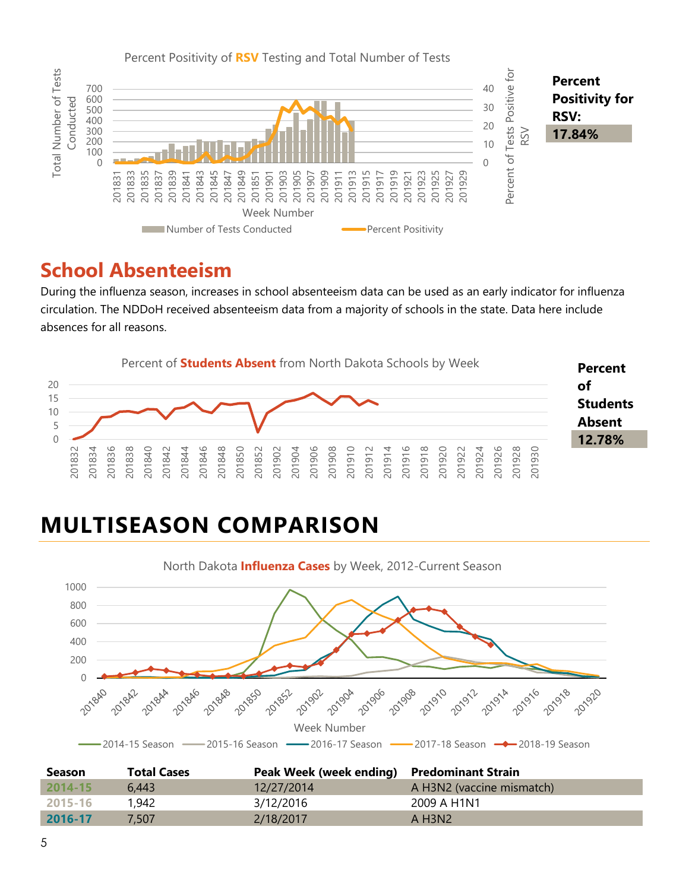Percent Positivity of **RSV** Testing and Total Number of Tests

**Percent Positivity for RSV: 17.84%**

## School Absenteeism

During the influenza season, increases in school absenteeism data can be used as an early indicator for influenza circulation. The NDDoH received absenteeism data from a majority of schools in the state. Data here include absences for all reasons.

Percent of **Students Absent** from North Dakota Schools by Week

**Percent of Students Absent 12.78%**

# MULTISEASON COMPARISON

North Dakota **Influenza Cases** by Week, 2012-Current Season

| Season | Total Cases | Peak Week (week ending) | Predominant Strain |
|---|---|---|---|
| 2014-15 | 6,443 | 12/27/2014 | A H3N2 (vaccine mismatch) |
| 2015-16 | 1,942 | 3/12/2016 | 2009 A H1N1 |
| 2016-17 | 7,507 | 2/18/2017 | A H3N2 |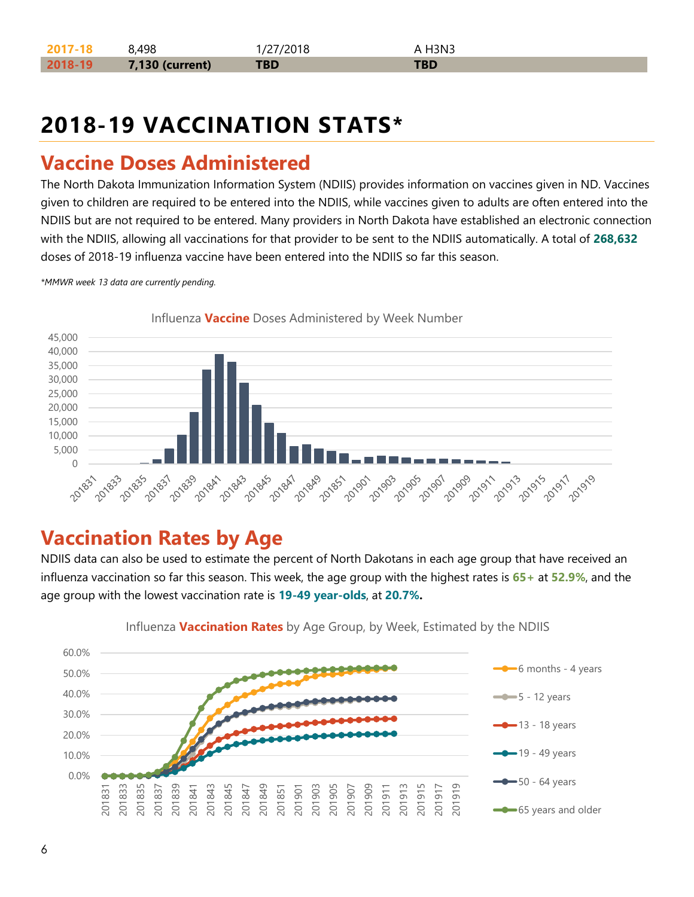| | | | |
|---|---|---|---|
| 2017-18 | 8,498 | 1/27/2018 | A H3N3 |
| 2018-19 | **7,130 (current)** | **TBD** | **TBD** |

# 2018-19 VACCINATION STATS*

## Vaccine Doses Administered

The North Dakota Immunization Information System (NDIIS) provides information on vaccines given in ND. Vaccines given to children are required to be entered into the NDIIS, while vaccines given to adults are often entered into the NDIIS but are not required to be entered. Many providers in North Dakota have established an electronic connection with the NDIIS, allowing all vaccinations for that provider to be sent to the NDIIS automatically. A total of **268,632** doses of 2018-19 influenza vaccine have been entered into the NDIIS so far this season.

*\*MMWR week 13 data are currently pending.*

Influenza **Vaccine** Doses Administered by Week Number

45,000
40,000
35,000
30,000
25,000
20,000
15,000
10,000
5,000
0

201831 201833 201835 201837 201839 201841 201843 201845 201847 201849 201851 201901 201903 201905 201907 201909 201911 201913 201915 201917 201919

## Vaccination Rates by Age

NDIIS data can also be used to estimate the percent of North Dakotans in each age group that have received an influenza vaccination so far this season. This week, the age group with the highest rates is **65+** at **52.9%**, and the age group with the lowest vaccination rate is **19-49 year-olds**, at **20.7%.**

Influenza **Vaccination Rates** by Age Group, by Week, Estimated by the NDIIS

60.0%
50.0%
40.0%
30.0%
20.0%
10.0%
0.0%

201831 201833 201835 201837 201839 201841 201843 201845 201847 201849 201851 201901 201903 201905 201907 201909 201911 201913 201915 201917 201919

6 months - 4 years
5 - 12 years
13 - 18 years
19 - 49 years
50 - 64 years
65 years and older